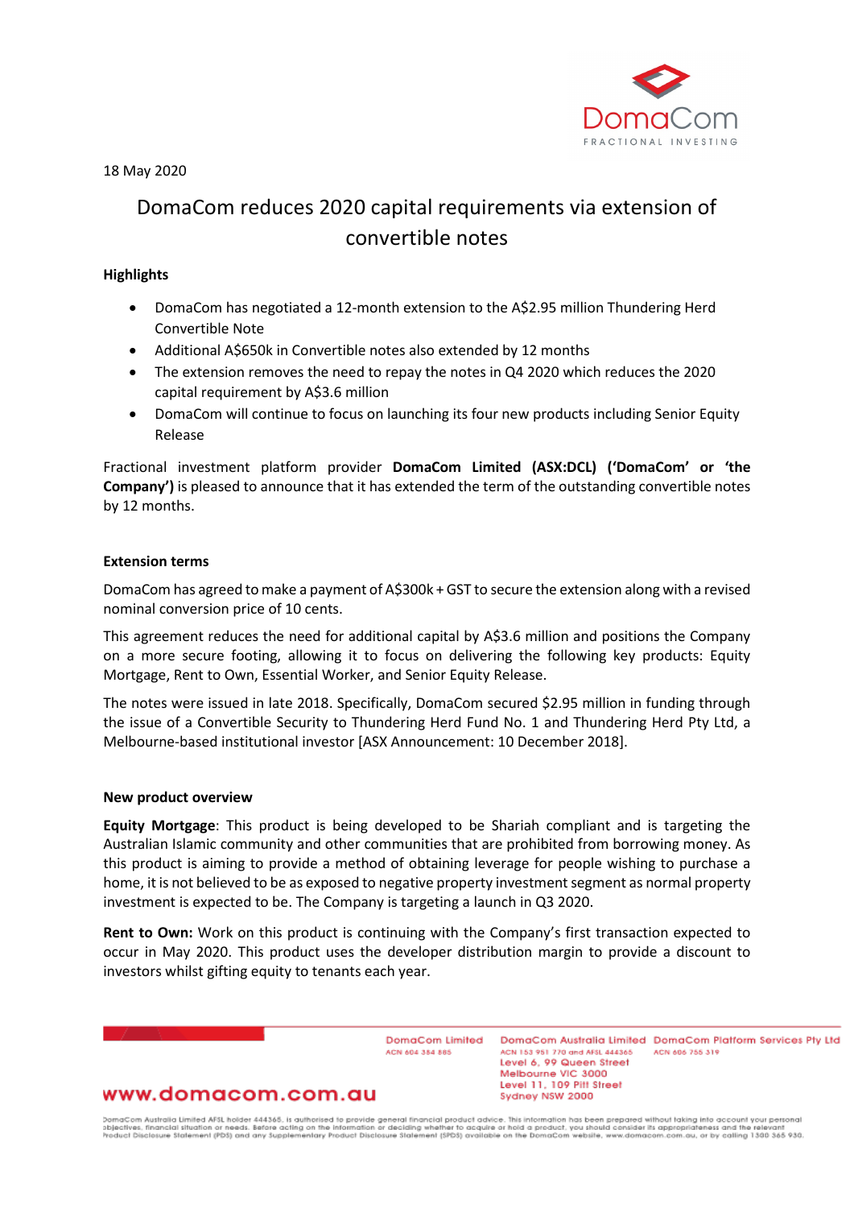18 May 2020

# DomaCom reduces 2020 capital requirements via extension of convertible notes

**Highlights**

- DomaCom has negotiated a 12-month extension to the A$2.95 million Thundering Herd Convertible Note
- Additional A$650k in Convertible notes also extended by 12 months
- The extension removes the need to repay the notes in Q4 2020 which reduces the 2020 capital requirement by A$3.6 million
- DomaCom will continue to focus on launching its four new products including Senior Equity Release

Fractional investment platform provider **DomaCom Limited (ASX:DCL) ('DomaCom' or 'the Company')** is pleased to announce that it has extended the term of the outstanding convertible notes by 12 months.

**Extension terms**

DomaCom has agreed to make a payment of A$300k + GST to secure the extension along with a revised nominal conversion price of 10 cents.

This agreement reduces the need for additional capital by A$3.6 million and positions the Company on a more secure footing, allowing it to focus on delivering the following key products: Equity Mortgage, Rent to Own, Essential Worker, and Senior Equity Release.

The notes were issued in late 2018. Specifically, DomaCom secured $2.95 million in funding through the issue of a Convertible Security to Thundering Herd Fund No. 1 and Thundering Herd Pty Ltd, a Melbourne-based institutional investor [ASX Announcement: 10 December 2018].

**New product overview**

**Equity Mortgage**: This product is being developed to be Shariah compliant and is targeting the Australian Islamic community and other communities that are prohibited from borrowing money. As this product is aiming to provide a method of obtaining leverage for people wishing to purchase a home, it is not believed to be as exposed to negative property investment segment as normal property investment is expected to be. The Company is targeting a launch in Q3 2020.

**Rent to Own:** Work on this product is continuing with the Company's first transaction expected to occur in May 2020. This product uses the developer distribution margin to provide a discount to investors whilst gifting equity to tenants each year.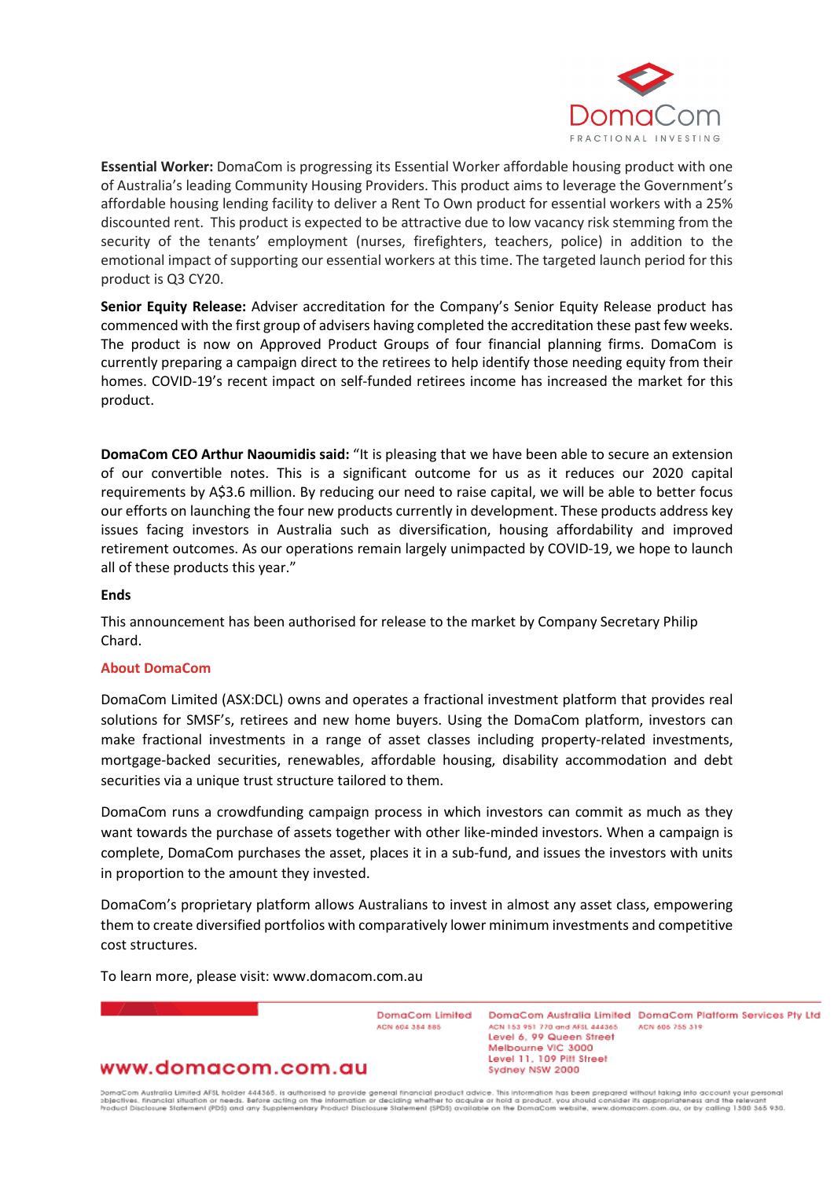**Essential Worker:** DomaCom is progressing its Essential Worker affordable housing product with one of Australia's leading Community Housing Providers. This product aims to leverage the Government's affordable housing lending facility to deliver a Rent To Own product for essential workers with a 25% discounted rent. This product is expected to be attractive due to low vacancy risk stemming from the security of the tenants' employment (nurses, firefighters, teachers, police) in addition to the emotional impact of supporting our essential workers at this time. The targeted launch period for this product is Q3 CY20.

**Senior Equity Release:** Adviser accreditation for the Company's Senior Equity Release product has commenced with the first group of advisers having completed the accreditation these past few weeks. The product is now on Approved Product Groups of four financial planning firms. DomaCom is currently preparing a campaign direct to the retirees to help identify those needing equity from their homes. COVID-19's recent impact on self-funded retirees income has increased the market for this product.

**DomaCom CEO Arthur Naoumidis said:** "It is pleasing that we have been able to secure an extension of our convertible notes. This is a significant outcome for us as it reduces our 2020 capital requirements by A$3.6 million. By reducing our need to raise capital, we will be able to better focus our efforts on launching the four new products currently in development. These products address key issues facing investors in Australia such as diversification, housing affordability and improved retirement outcomes. As our operations remain largely unimpacted by COVID-19, we hope to launch all of these products this year."

**Ends**

This announcement has been authorised for release to the market by Company Secretary Philip Chard.

## About DomaCom

DomaCom Limited (ASX:DCL) owns and operates a fractional investment platform that provides real solutions for SMSF's, retirees and new home buyers. Using the DomaCom platform, investors can make fractional investments in a range of asset classes including property-related investments, mortgage-backed securities, renewables, affordable housing, disability accommodation and debt securities via a unique trust structure tailored to them.

DomaCom runs a crowdfunding campaign process in which investors can commit as much as they want towards the purchase of assets together with other like-minded investors. When a campaign is complete, DomaCom purchases the asset, places it in a sub-fund, and issues the investors with units in proportion to the amount they invested.

DomaCom's proprietary platform allows Australians to invest in almost any asset class, empowering them to create diversified portfolios with comparatively lower minimum investments and competitive cost structures.

To learn more, please visit: www.domacom.com.au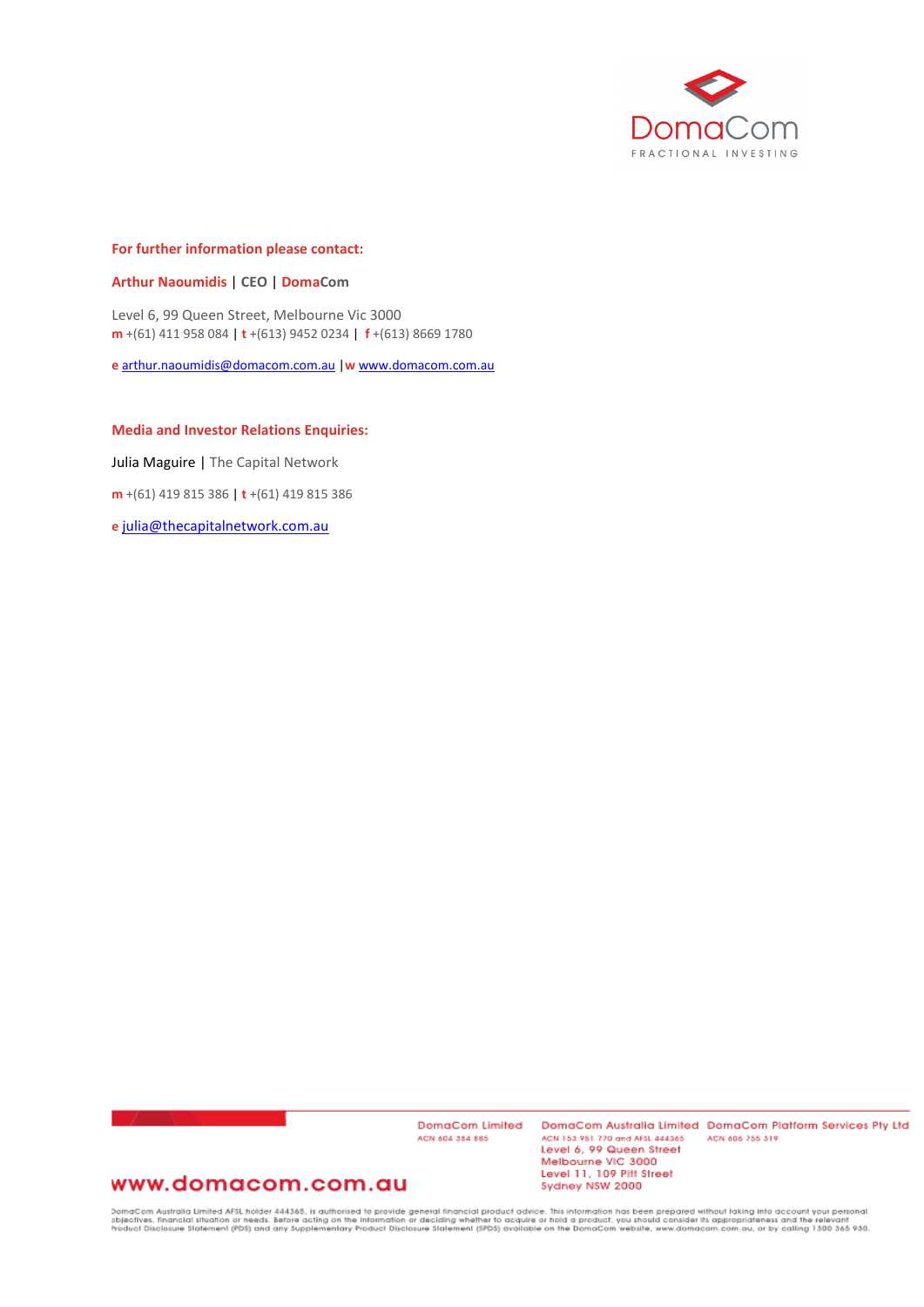**For further information please contact:**

**Arthur Naoumidis** | **CEO** | **DomaCom**

Level 6, 99 Queen Street, Melbourne Vic 3000
**m** +(61) 411 958 084 | **t** +(613) 9452 0234 | **f** +(613) 8669 1780

**e** arthur.naoumidis@domacom.com.au | **w** www.domacom.com.au

**Media and Investor Relations Enquiries:**

Julia Maguire | The Capital Network

**m** +(61) 419 815 386 | **t** +(61) 419 815 386

**e** julia@thecapitalnetwork.com.au

www.domacom.com.au

DomaCom Limited
ACN 604 384 885

DomaCom Australia Limited
ACN 153 951 770 and AFSL 444365
Level 6, 99 Queen Street
Melbourne VIC 3000
Level 11, 109 Pitt Street
Sydney NSW 2000

DomaCom Platform Services Pty Ltd
ACN 606 755 319

DomaCom Australia Limited AFSL holder 444365, is authorised to provide general financial product advice. This information has been prepared without taking into account your personal objectives, financial situation or needs. Before acting on the information or deciding whether to acquire or hold a product, you should consider its appropriateness and the relevant Product Disclosure Statement (PDS) and any Supplementary Product Disclosure Statement (SPDS) available on the DomaCom website, www.domacom.com.au, or by calling 1300 365 930.